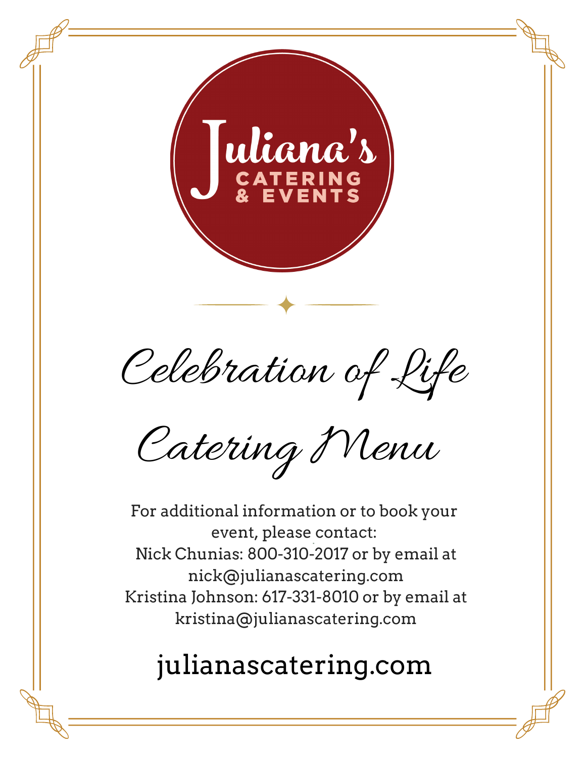Juliana's

CATERING & EVENTS

# Celebration of Life

# Catering Menu

For additional information or to book your event, please contact:
Nick Chunias: 800-310-2017 or by email at nick@julianascatering.com
Kristina Johnson: 617-331-8010 or by email at kristina@julianascatering.com

julianascatering.com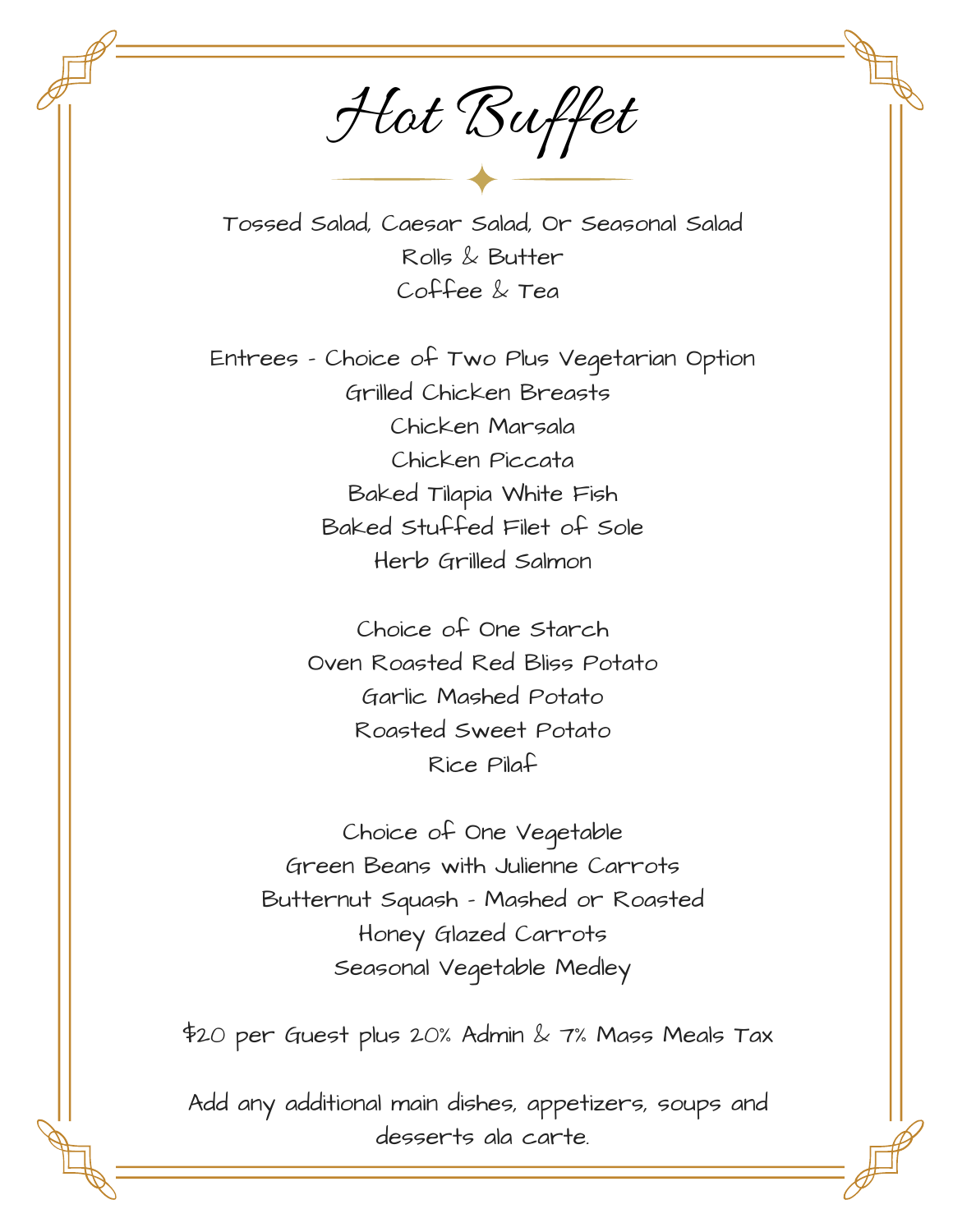# Hot Buffet

Tossed Salad, Caesar Salad, Or Seasonal Salad
Rolls & Butter
Coffee & Tea

Entrees - Choice of Two Plus Vegetarian Option
Grilled Chicken Breasts
Chicken Marsala
Chicken Piccata
Baked Tilapia White Fish
Baked Stuffed Filet of Sole
Herb Grilled Salmon

Choice of One Starch
Oven Roasted Red Bliss Potato
Garlic Mashed Potato
Roasted Sweet Potato
Rice Pilaf

Choice of One Vegetable
Green Beans with Julienne Carrots
Butternut Squash - Mashed or Roasted
Honey Glazed Carrots
Seasonal Vegetable Medley

$20 per Guest plus 20% Admin & 7% Mass Meals Tax

Add any additional main dishes, appetizers, soups and desserts ala carte.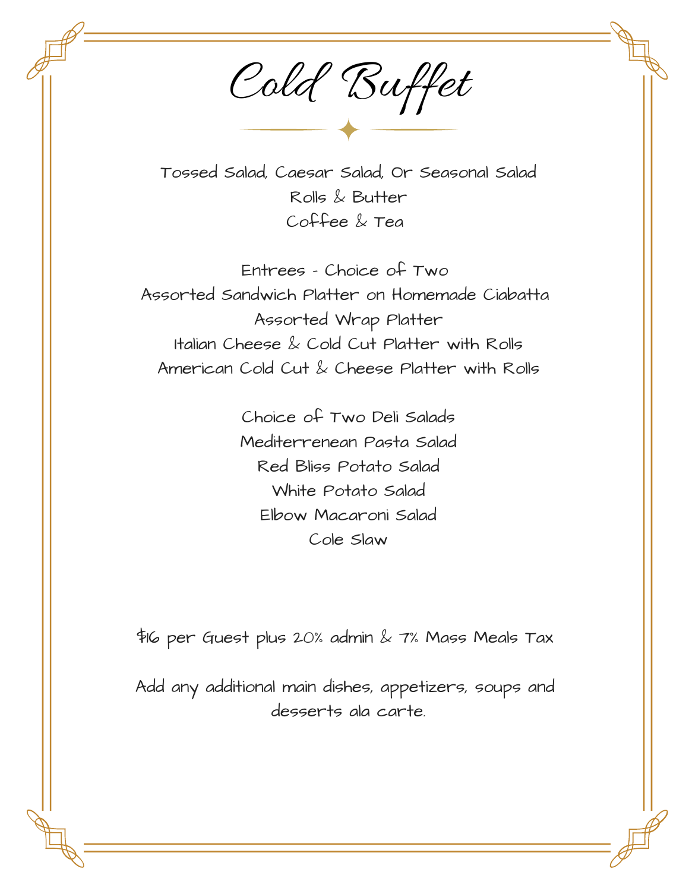# Cold Buffet

Tossed Salad, Caesar Salad, Or Seasonal Salad
Rolls & Butter
Coffee & Tea

Entrees - Choice of Two
Assorted Sandwich Platter on Homemade Ciabatta
Assorted Wrap Platter
Italian Cheese & Cold Cut Platter with Rolls
American Cold Cut & Cheese Platter with Rolls

Choice of Two Deli Salads
Mediterrenean Pasta Salad
Red Bliss Potato Salad
White Potato Salad
Elbow Macaroni Salad
Cole Slaw

$16 per Guest plus 20% admin & 7% Mass Meals Tax

Add any additional main dishes, appetizers, soups and desserts ala carte.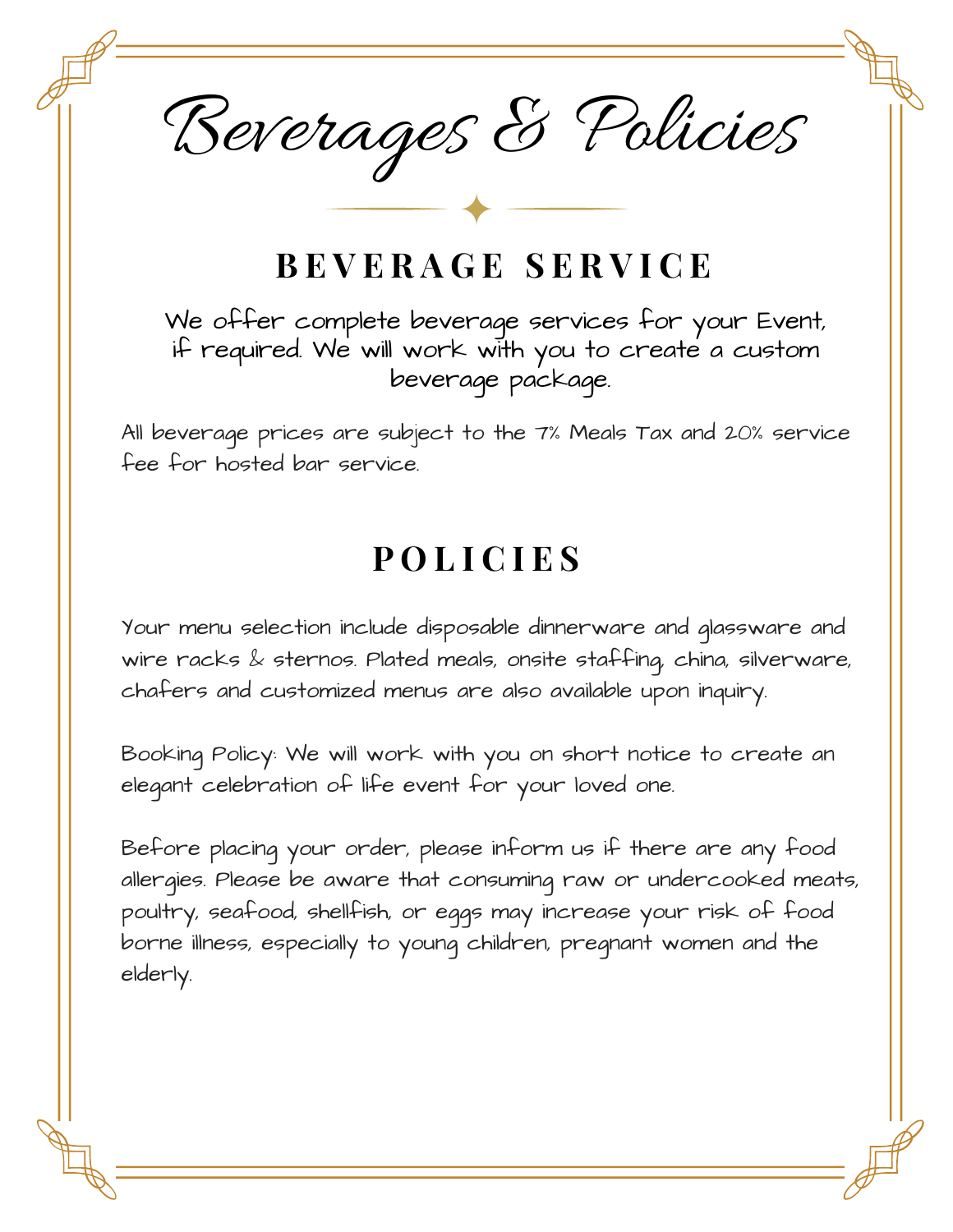# Beverages & Policies

## BEVERAGE SERVICE

We offer complete beverage services for your Event, if required. We will work with you to create a custom beverage package.

All beverage prices are subject to the 7% Meals Tax and 20% service fee for hosted bar service.

## POLICIES

Your menu selection include disposable dinnerware and glassware and wire racks & sternos. Plated meals, onsite staffing, china, silverware, chafers and customized menus are also available upon inquiry.

Booking Policy: We will work with you on short notice to create an elegant celebration of life event for your loved one.

Before placing your order, please inform us if there are any food allergies. Please be aware that consuming raw or undercooked meats, poultry, seafood, shellfish, or eggs may increase your risk of food borne illness, especially to young children, pregnant women and the elderly.